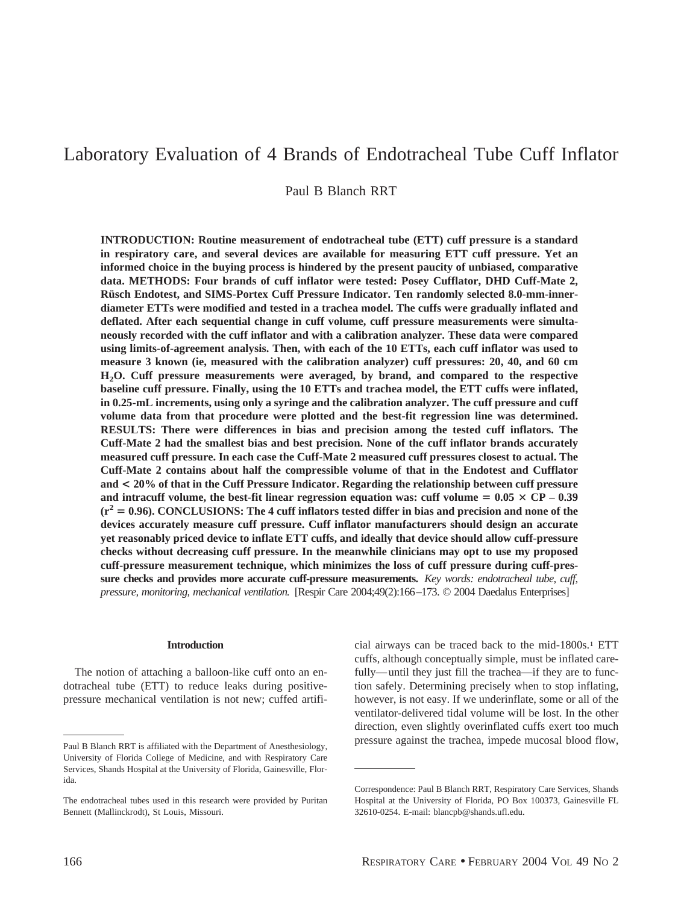# Laboratory Evaluation of 4 Brands of Endotracheal Tube Cuff Inflator

Paul B Blanch RRT

**INTRODUCTION: Routine measurement of endotracheal tube (ETT) cuff pressure is a standard in respiratory care, and several devices are available for measuring ETT cuff pressure. Yet an informed choice in the buying process is hindered by the present paucity of unbiased, comparative data. METHODS: Four brands of cuff inflator were tested: Posey Cufflator, DHD Cuff-Mate 2, Rüsch Endotest, and SIMS-Portex Cuff Pressure Indicator. Ten randomly selected 8.0-mm-inner-diameter ETTs were modified and tested in a trachea model. The cuffs were gradually inflated and deflated. After each sequential change in cuff volume, cuff pressure measurements were simultaneously recorded with the cuff inflator and with a calibration analyzer. These data were compared using limits-of-agreement analysis. Then, with each of the 10 ETTs, each cuff inflator was used to measure 3 known (ie, measured with the calibration analyzer) cuff pressures: 20, 40, and 60 cm $H_2O$. Cuff pressure measurements were averaged, by brand, and compared to the respective baseline cuff pressure. Finally, using the 10 ETTs and trachea model, the ETT cuffs were inflated, in 0.25-mL increments, using only a syringe and the calibration analyzer. The cuff pressure and cuff volume data from that procedure were plotted and the best-fit regression line was determined. RESULTS: There were differences in bias and precision among the tested cuff inflators. The Cuff-Mate 2 had the smallest bias and best precision. None of the cuff inflator brands accurately measured cuff pressure. In each case the Cuff-Mate 2 measured cuff pressures closest to actual. The Cuff-Mate 2 contains about half the compressible volume of that in the Endotest and Cufflator and < 20% of that in the Cuff Pressure Indicator. Regarding the relationship between cuff pressure and intracuff volume, the best-fit linear regression equation was: cuff volume = 0.05 × CP – 0.39 ($r^2 = 0.96$). CONCLUSIONS: The 4 cuff inflators tested differ in bias and precision and none of the devices accurately measure cuff pressure. Cuff inflator manufacturers should design an accurate yet reasonably priced device to inflate ETT cuffs, and ideally that device should allow cuff-pressure checks without decreasing cuff pressure. In the meanwhile clinicians may opt to use my proposed cuff-pressure measurement technique, which minimizes the loss of cuff pressure during cuff-pressure checks and provides more accurate cuff-pressure measurements.** *Key words: endotracheal tube, cuff, pressure, monitoring, mechanical ventilation.* [Respir Care 2004;49(2):166–173. © 2004 Daedalus Enterprises]

## Introduction

The notion of attaching a balloon-like cuff onto an endotracheal tube (ETT) to reduce leaks during positive-pressure mechanical ventilation is not new; cuffed artificial airways can be traced back to the mid-1800s.[1] ETT cuffs, although conceptually simple, must be inflated carefully—until they just fill the trachea—if they are to function safely. Determining precisely when to stop inflating, however, is not easy. If we underinflate, some or all of the ventilator-delivered tidal volume will be lost. In the other direction, even slightly overinflated cuffs exert too much pressure against the trachea, impede mucosal blood flow,

---

Paul B Blanch RRT is affiliated with the Department of Anesthesiology, University of Florida College of Medicine, and with Respiratory Care Services, Shands Hospital at the University of Florida, Gainesville, Florida.

The endotracheal tubes used in this research were provided by Puritan Bennett (Mallinckrodt), St Louis, Missouri.

Correspondence: Paul B Blanch RRT, Respiratory Care Services, Shands Hospital at the University of Florida, PO Box 100373, Gainesville FL 32610-0254. E-mail: blancpb@shands.ufl.edu.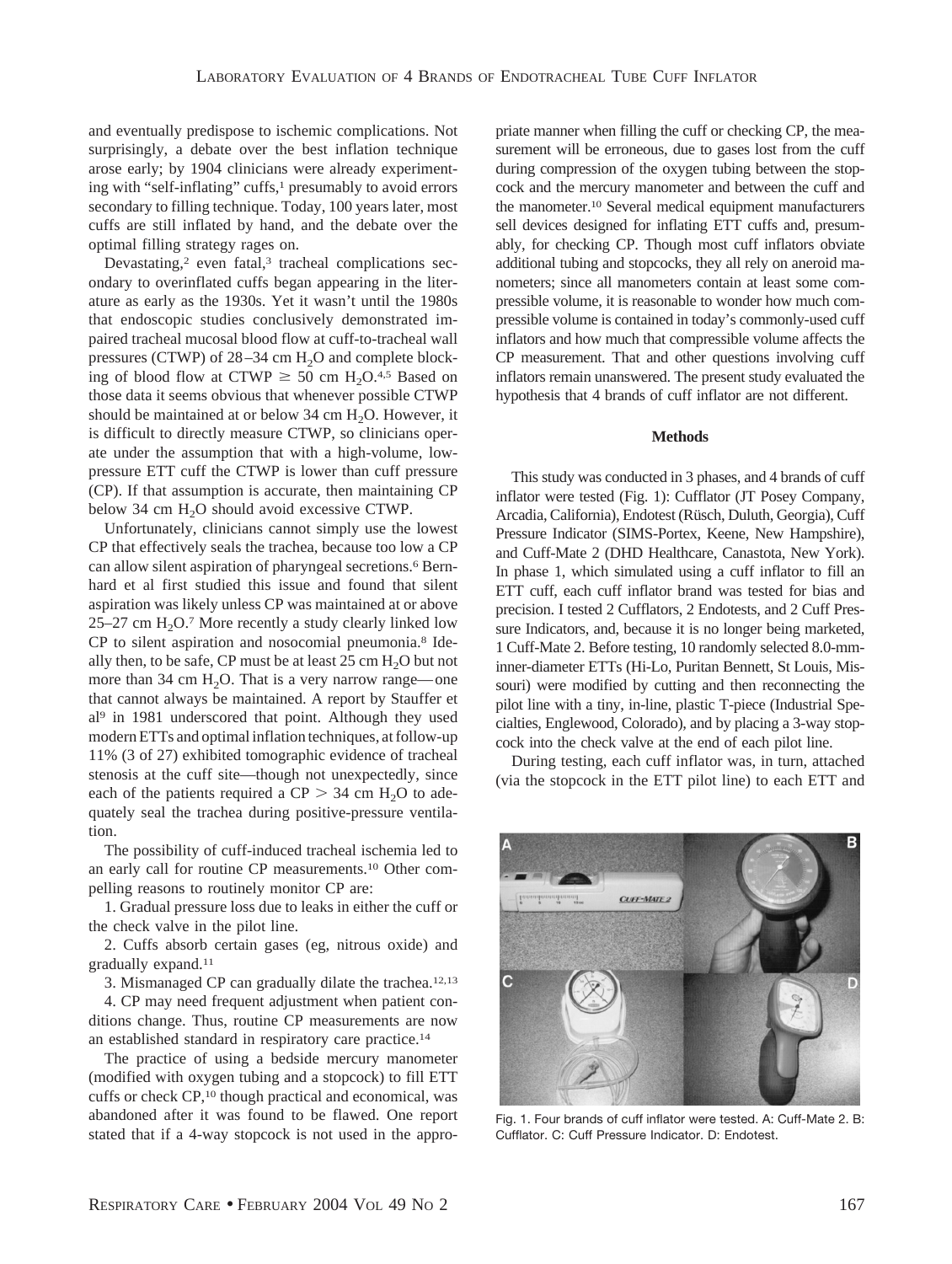and eventually predispose to ischemic complications. Not surprisingly, a debate over the best inflation technique arose early; by 1904 clinicians were already experimenting with "self-inflating" cuffs,[1] presumably to avoid errors secondary to filling technique. Today, 100 years later, most cuffs are still inflated by hand, and the debate over the optimal filling strategy rages on.

Devastating,[2] even fatal,[3] tracheal complications secondary to overinflated cuffs began appearing in the literature as early as the 1930s. Yet it wasn't until the 1980s that endoscopic studies conclusively demonstrated impaired tracheal mucosal blood flow at cuff-to-tracheal wall pressures (CTWP) of 28–34 cm $H_2O$ and complete blocking of blood flow at CTWP $\geq$ 50 cm $H_2O$.[4,5] Based on those data it seems obvious that whenever possible CTWP should be maintained at or below 34 cm $H_2O$. However, it is difficult to directly measure CTWP, so clinicians operate under the assumption that with a high-volume, low-pressure ETT cuff the CTWP is lower than cuff pressure (CP). If that assumption is accurate, then maintaining CP below 34 cm $H_2O$ should avoid excessive CTWP.

Unfortunately, clinicians cannot simply use the lowest CP that effectively seals the trachea, because too low a CP can allow silent aspiration of pharyngeal secretions.[6] Bernhard et al first studied this issue and found that silent aspiration was likely unless CP was maintained at or above 25–27 cm $H_2O$.[7] More recently a study clearly linked low CP to silent aspiration and nosocomial pneumonia.[8] Ideally then, to be safe, CP must be at least 25 cm $H_2O$ but not more than 34 cm $H_2O$. That is a very narrow range—one that cannot always be maintained. A report by Stauffer et al[9] in 1981 underscored that point. Although they used modern ETTs and optimal inflation techniques, at follow-up 11% (3 of 27) exhibited tomographic evidence of tracheal stenosis at the cuff site—though not unexpectedly, since each of the patients required a CP > 34 cm $H_2O$ to adequately seal the trachea during positive-pressure ventilation.

The possibility of cuff-induced tracheal ischemia led to an early call for routine CP measurements.[10] Other compelling reasons to routinely monitor CP are:

1. Gradual pressure loss due to leaks in either the cuff or the check valve in the pilot line.
2. Cuffs absorb certain gases (eg, nitrous oxide) and gradually expand.[11]
3. Mismanaged CP can gradually dilate the trachea.[12,13]
4. CP may need frequent adjustment when patient conditions change. Thus, routine CP measurements are now an established standard in respiratory care practice.[14]

The practice of using a bedside mercury manometer (modified with oxygen tubing and a stopcock) to fill ETT cuffs or check CP,[10] though practical and economical, was abandoned after it was found to be flawed. One report stated that if a 4-way stopcock is not used in the appropriate manner when filling the cuff or checking CP, the measurement will be erroneous, due to gases lost from the cuff during compression of the oxygen tubing between the stopcock and the mercury manometer and between the cuff and the manometer.[10] Several medical equipment manufacturers sell devices designed for inflating ETT cuffs and, presumably, for checking CP. Though most cuff inflators obviate additional tubing and stopcocks, they all rely on aneroid manometers; since all manometers contain at least some compressible volume, it is reasonable to wonder how much compressible volume is contained in today's commonly-used cuff inflators and how much that compressible volume affects the CP measurement. That and other questions involving cuff inflators remain unanswered. The present study evaluated the hypothesis that 4 brands of cuff inflator are not different.

## Methods

This study was conducted in 3 phases, and 4 brands of cuff inflator were tested (Fig. 1): Cufflator (JT Posey Company, Arcadia, California), Endotest (Rüsch, Duluth, Georgia), Cuff Pressure Indicator (SIMS-Portex, Keene, New Hampshire), and Cuff-Mate 2 (DHD Healthcare, Canastota, New York). In phase 1, which simulated using a cuff inflator to fill an ETT cuff, each cuff inflator brand was tested for bias and precision. I tested 2 Cufflators, 2 Endotests, and 2 Cuff Pressure Indicators, and, because it is no longer being marketed, 1 Cuff-Mate 2. Before testing, 10 randomly selected 8.0-mm-inner-diameter ETTs (Hi-Lo, Puritan Bennett, St Louis, Missouri) were modified by cutting and then reconnecting the pilot line with a tiny, in-line, plastic T-piece (Industrial Specialties, Englewood, Colorado), and by placing a 3-way stopcock into the check valve at the end of each pilot line.

During testing, each cuff inflator was, in turn, attached (via the stopcock in the ETT pilot line) to each ETT and

Fig. 1. Four brands of cuff inflator were tested. A: Cuff-Mate 2. B: Cufflator. C: Cuff Pressure Indicator. D: Endotest.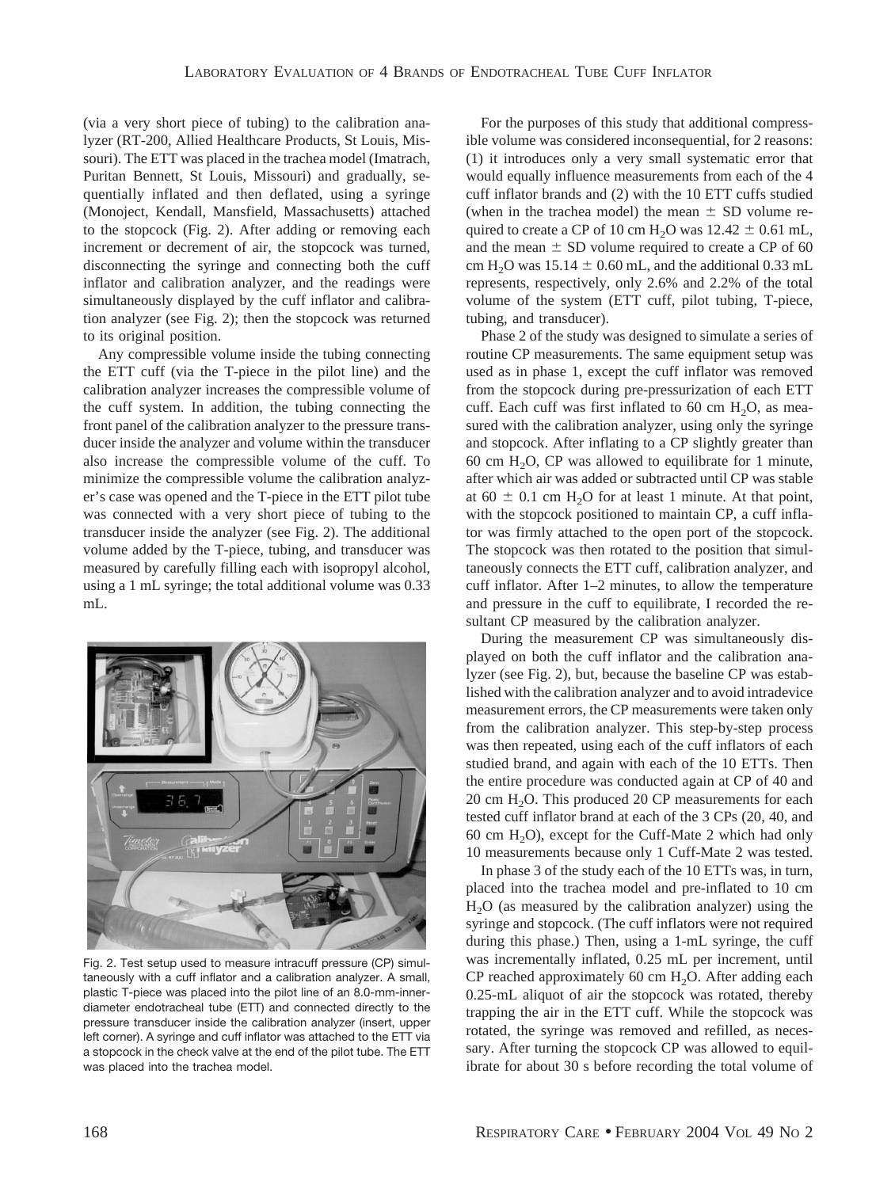(via a very short piece of tubing) to the calibration analyzer (RT-200, Allied Healthcare Products, St Louis, Missouri). The ETT was placed in the trachea model (Imatrach, Puritan Bennett, St Louis, Missouri) and gradually, sequentially inflated and then deflated, using a syringe (Monoject, Kendall, Mansfield, Massachusetts) attached to the stopcock (Fig. 2). After adding or removing each increment or decrement of air, the stopcock was turned, disconnecting the syringe and connecting both the cuff inflator and calibration analyzer, and the readings were simultaneously displayed by the cuff inflator and calibration analyzer (see Fig. 2); then the stopcock was returned to its original position.

Any compressible volume inside the tubing connecting the ETT cuff (via the T-piece in the pilot line) and the calibration analyzer increases the compressible volume of the cuff system. In addition, the tubing connecting the front panel of the calibration analyzer to the pressure transducer inside the analyzer and volume within the transducer also increase the compressible volume of the cuff. To minimize the compressible volume the calibration analyzer's case was opened and the T-piece in the ETT pilot tube was connected with a very short piece of tubing to the transducer inside the analyzer (see Fig. 2). The additional volume added by the T-piece, tubing, and transducer was measured by carefully filling each with isopropyl alcohol, using a 1 mL syringe; the total additional volume was 0.33 mL.

Fig. 2. Test setup used to measure intracuff pressure (CP) simultaneously with a cuff inflator and a calibration analyzer. A small, plastic T-piece was placed into the pilot line of an 8.0-mm-inner-diameter endotracheal tube (ETT) and connected directly to the pressure transducer inside the calibration analyzer (insert, upper left corner). A syringe and cuff inflator was attached to the ETT via a stopcock in the check valve at the end of the pilot tube. The ETT was placed into the trachea model.

For the purposes of this study that additional compressible volume was considered inconsequential, for 2 reasons: (1) it introduces only a very small systematic error that would equally influence measurements from each of the 4 cuff inflator brands and (2) with the 10 ETT cuffs studied (when in the trachea model) the mean ± SD volume required to create a CP of 10 cm $H_2O$ was 12.42 ± 0.61 mL, and the mean ± SD volume required to create a CP of 60 cm $H_2O$ was 15.14 ± 0.60 mL, and the additional 0.33 mL represents, respectively, only 2.6% and 2.2% of the total volume of the system (ETT cuff, pilot tubing, T-piece, tubing, and transducer).

Phase 2 of the study was designed to simulate a series of routine CP measurements. The same equipment setup was used as in phase 1, except the cuff inflator was removed from the stopcock during pre-pressurization of each ETT cuff. Each cuff was first inflated to 60 cm $H_2O$, as measured with the calibration analyzer, using only the syringe and stopcock. After inflating to a CP slightly greater than 60 cm $H_2O$, CP was allowed to equilibrate for 1 minute, after which air was added or subtracted until CP was stable at 60 ± 0.1 cm $H_2O$ for at least 1 minute. At that point, with the stopcock positioned to maintain CP, a cuff inflator was firmly attached to the open port of the stopcock. The stopcock was then rotated to the position that simultaneously connects the ETT cuff, calibration analyzer, and cuff inflator. After 1–2 minutes, to allow the temperature and pressure in the cuff to equilibrate, I recorded the resultant CP measured by the calibration analyzer.

During the measurement CP was simultaneously displayed on both the cuff inflator and the calibration analyzer (see Fig. 2), but, because the baseline CP was established with the calibration analyzer and to avoid intradevice measurement errors, the CP measurements were taken only from the calibration analyzer. This step-by-step process was then repeated, using each of the cuff inflators of each studied brand, and again with each of the 10 ETTs. Then the entire procedure was conducted again at CP of 40 and 20 cm $H_2O$. This produced 20 CP measurements for each tested cuff inflator brand at each of the 3 CPs (20, 40, and 60 cm $H_2O$), except for the Cuff-Mate 2 which had only 10 measurements because only 1 Cuff-Mate 2 was tested.

In phase 3 of the study each of the 10 ETTs was, in turn, placed into the trachea model and pre-inflated to 10 cm $H_2O$ (as measured by the calibration analyzer) using the syringe and stopcock. (The cuff inflators were not required during this phase.) Then, using a 1-mL syringe, the cuff was incrementally inflated, 0.25 mL per increment, until CP reached approximately 60 cm $H_2O$. After adding each 0.25-mL aliquot of air the stopcock was rotated, thereby trapping the air in the ETT cuff. While the stopcock was rotated, the syringe was removed and refilled, as necessary. After turning the stopcock CP was allowed to equilibrate for about 30 s before recording the total volume of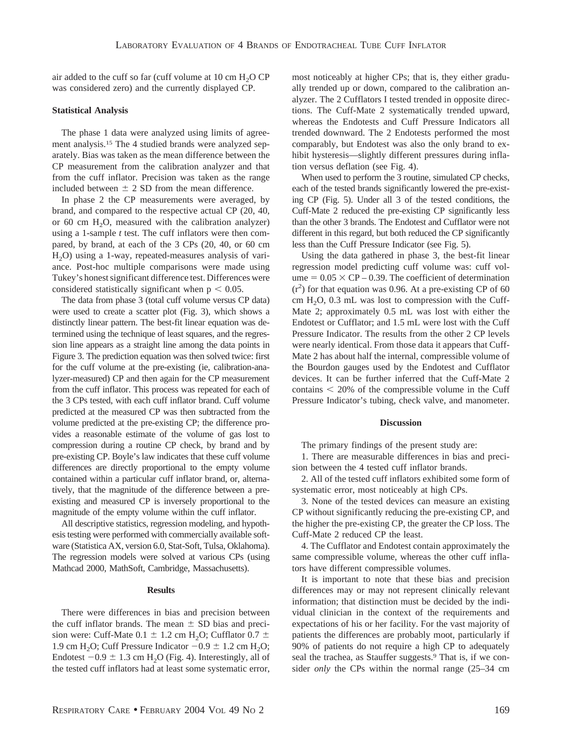air added to the cuff so far (cuff volume at 10 cm $H_2O$ CP was considered zero) and the currently displayed CP.

### Statistical Analysis

The phase 1 data were analyzed using limits of agreement analysis.[15] The 4 studied brands were analyzed separately. Bias was taken as the mean difference between the CP measurement from the calibration analyzer and that from the cuff inflator. Precision was taken as the range included between ± 2 SD from the mean difference.

In phase 2 the CP measurements were averaged, by brand, and compared to the respective actual CP (20, 40, or 60 cm $H_2O$, measured with the calibration analyzer) using a 1-sample *t* test. The cuff inflators were then compared, by brand, at each of the 3 CPs (20, 40, or 60 cm $H_2O$) using a 1-way, repeated-measures analysis of variance. Post-hoc multiple comparisons were made using Tukey's honest significant difference test. Differences were considered statistically significant when $p < 0.05$.

The data from phase 3 (total cuff volume versus CP data) were used to create a scatter plot (Fig. 3), which shows a distinctly linear pattern. The best-fit linear equation was determined using the technique of least squares, and the regression line appears as a straight line among the data points in Figure 3. The prediction equation was then solved twice: first for the cuff volume at the pre-existing (ie, calibration-analyzer-measured) CP and then again for the CP measurement from the cuff inflator. This process was repeated for each of the 3 CPs tested, with each cuff inflator brand. Cuff volume predicted at the measured CP was then subtracted from the volume predicted at the pre-existing CP; the difference provides a reasonable estimate of the volume of gas lost to compression during a routine CP check, by brand and by pre-existing CP. Boyle's law indicates that these cuff volume differences are directly proportional to the empty volume contained within a particular cuff inflator brand, or, alternatively, that the magnitude of the difference between a pre-existing and measured CP is inversely proportional to the magnitude of the empty volume within the cuff inflator.

All descriptive statistics, regression modeling, and hypothesis testing were performed with commercially available software (Statistica AX, version 6.0, Stat-Soft, Tulsa, Oklahoma). The regression models were solved at various CPs (using Mathcad 2000, MathSoft, Cambridge, Massachusetts).

## Results

There were differences in bias and precision between the cuff inflator brands. The mean ± SD bias and precision were: Cuff-Mate $0.1 \pm 1.2$ cm $H_2O$; Cufflator $0.7 \pm 1.9$ cm $H_2O$; Cuff Pressure Indicator $-0.9 \pm 1.2$ cm $H_2O$; Endotest $-0.9 \pm 1.3$ cm $H_2O$ (Fig. 4). Interestingly, all of the tested cuff inflators had at least some systematic error, most noticeably at higher CPs; that is, they either gradually trended up or down, compared to the calibration analyzer. The 2 Cufflators I tested trended in opposite directions. The Cuff-Mate 2 systematically trended upward, whereas the Endotests and Cuff Pressure Indicators all trended downward. The 2 Endotests performed the most comparably, but Endotest was also the only brand to exhibit hysteresis—slightly different pressures during inflation versus deflation (see Fig. 4).

When used to perform the 3 routine, simulated CP checks, each of the tested brands significantly lowered the pre-existing CP (Fig. 5). Under all 3 of the tested conditions, the Cuff-Mate 2 reduced the pre-existing CP significantly less than the other 3 brands. The Endotest and Cufflator were not different in this regard, but both reduced the CP significantly less than the Cuff Pressure Indicator (see Fig. 5).

Using the data gathered in phase 3, the best-fit linear regression model predicting cuff volume was: cuff volume $= 0.05 \times \text{CP} - 0.39$. The coefficient of determination ($r^2$) for that equation was 0.96. At a pre-existing CP of 60 cm $H_2O$, 0.3 mL was lost to compression with the Cuff-Mate 2; approximately 0.5 mL was lost with either the Endotest or Cufflator; and 1.5 mL were lost with the Cuff Pressure Indicator. The results from the other 2 CP levels were nearly identical. From those data it appears that Cuff-Mate 2 has about half the internal, compressible volume of the Bourdon gauges used by the Endotest and Cufflator devices. It can be further inferred that the Cuff-Mate 2 contains < 20% of the compressible volume in the Cuff Pressure Indicator's tubing, check valve, and manometer.

## Discussion

The primary findings of the present study are:

1. There are measurable differences in bias and precision between the 4 tested cuff inflator brands.
2. All of the tested cuff inflators exhibited some form of systematic error, most noticeably at high CPs.
3. None of the tested devices can measure an existing CP without significantly reducing the pre-existing CP, and the higher the pre-existing CP, the greater the CP loss. The Cuff-Mate 2 reduced CP the least.
4. The Cufflator and Endotest contain approximately the same compressible volume, whereas the other cuff inflators have different compressible volumes.

It is important to note that these bias and precision differences may or may not represent clinically relevant information; that distinction must be decided by the individual clinician in the context of the requirements and expectations of his or her facility. For the vast majority of patients the differences are probably moot, particularly if 90% of patients do not require a high CP to adequately seal the trachea, as Stauffer suggests.[9] That is, if we consider *only* the CPs within the normal range (25–34 cm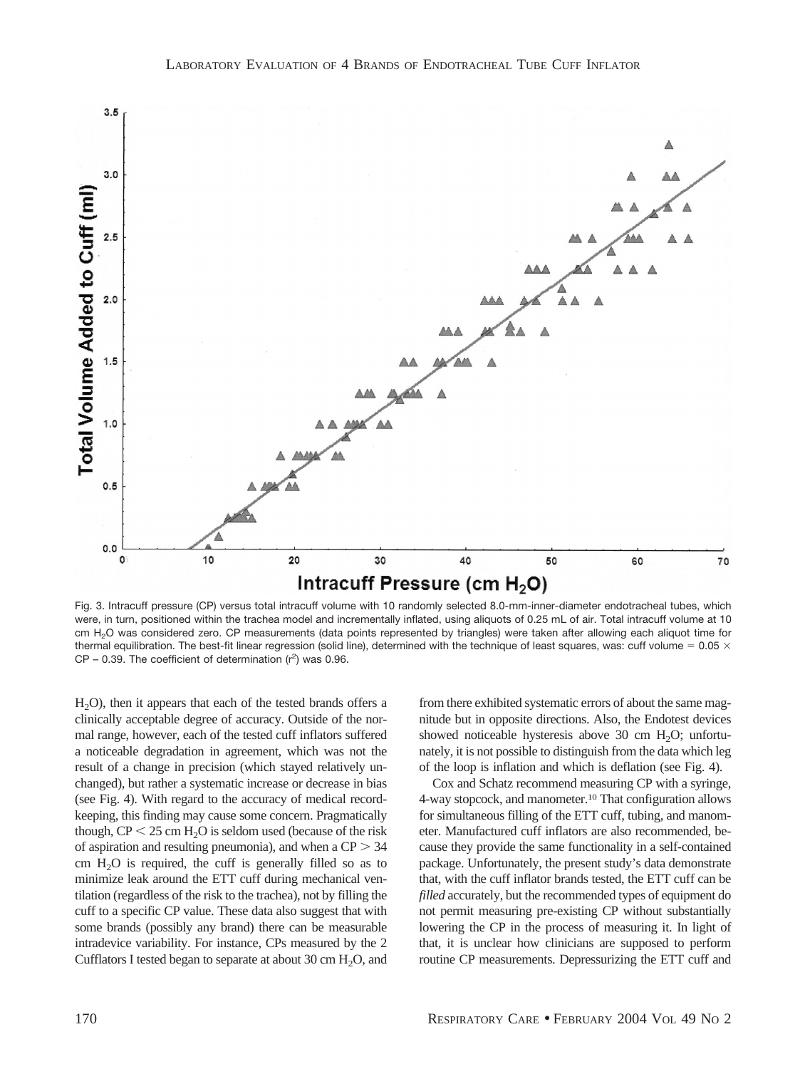Fig. 3. Intracuff pressure (CP) versus total intracuff volume with 10 randomly selected 8.0-mm-inner-diameter endotracheal tubes, which were, in turn, positioned within the trachea model and incrementally inflated, using aliquots of 0.25 mL of air. Total intracuff volume at 10 cm $H_2O$ was considered zero. CP measurements (data points represented by triangles) were taken after allowing each aliquot time for thermal equilibration. The best-fit linear regression (solid line), determined with the technique of least squares, was: cuff volume = 0.05 × CP – 0.39. The coefficient of determination ($r^2$) was 0.96.

$H_2O$), then it appears that each of the tested brands offers a clinically acceptable degree of accuracy. Outside of the normal range, however, each of the tested cuff inflators suffered a noticeable degradation in agreement, which was not the result of a change in precision (which stayed relatively unchanged), but rather a systematic increase or decrease in bias (see Fig. 4). With regard to the accuracy of medical record-keeping, this finding may cause some concern. Pragmatically though, CP < 25 cm $H_2O$ is seldom used (because of the risk of aspiration and resulting pneumonia), and when a CP > 34 cm $H_2O$ is required, the cuff is generally filled so as to minimize leak around the ETT cuff during mechanical ventilation (regardless of the risk to the trachea), not by filling the cuff to a specific CP value. These data also suggest that with some brands (possibly any brand) there can be measurable intradevice variability. For instance, CPs measured by the 2 Cufflators I tested began to separate at about 30 cm $H_2O$, and from there exhibited systematic errors of about the same magnitude but in opposite directions. Also, the Endotest devices showed noticeable hysteresis above 30 cm $H_2O$; unfortunately, it is not possible to distinguish from the data which leg of the loop is inflation and which is deflation (see Fig. 4).

Cox and Schatz recommend measuring CP with a syringe, 4-way stopcock, and manometer.[10] That configuration allows for simultaneous filling of the ETT cuff, tubing, and manometer. Manufactured cuff inflators are also recommended, because they provide the same functionality in a self-contained package. Unfortunately, the present study's data demonstrate that, with the cuff inflator brands tested, the ETT cuff can be *filled* accurately, but the recommended types of equipment do not permit measuring pre-existing CP without substantially lowering the CP in the process of measuring it. In light of that, it is unclear how clinicians are supposed to perform routine CP measurements. Depressurizing the ETT cuff and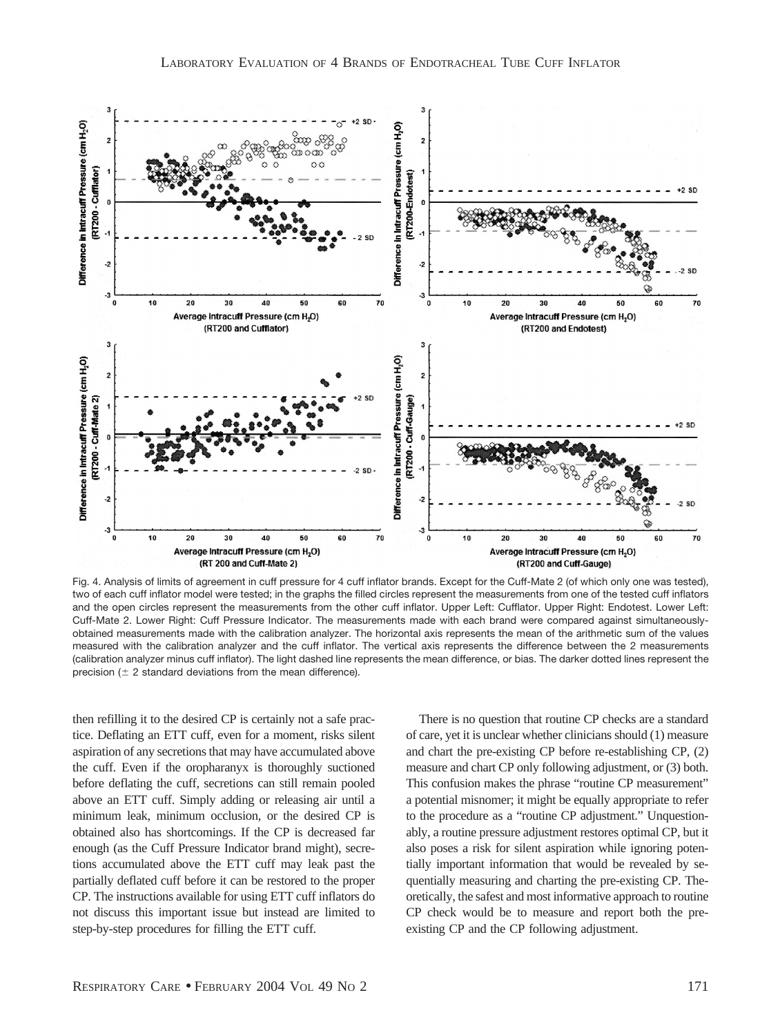Fig. 4. Analysis of limits of agreement in cuff pressure for 4 cuff inflator brands. Except for the Cuff-Mate 2 (of which only one was tested), two of each cuff inflator model were tested; in the graphs the filled circles represent the measurements from one of the tested cuff inflators and the open circles represent the measurements from the other cuff inflator. Upper Left: Cufflator. Upper Right: Endotest. Lower Left: Cuff-Mate 2. Lower Right: Cuff Pressure Indicator. The measurements made with each brand were compared against simultaneously-obtained measurements made with the calibration analyzer. The horizontal axis represents the mean of the arithmetic sum of the values measured with the calibration analyzer and the cuff inflator. The vertical axis represents the difference between the 2 measurements (calibration analyzer minus cuff inflator). The light dashed line represents the mean difference, or bias. The darker dotted lines represent the precision (± 2 standard deviations from the mean difference).

then refilling it to the desired CP is certainly not a safe practice. Deflating an ETT cuff, even for a moment, risks silent aspiration of any secretions that may have accumulated above the cuff. Even if the oropharynx is thoroughly suctioned before deflating the cuff, secretions can still remain pooled above an ETT cuff. Simply adding or releasing air until a minimum leak, minimum occlusion, or the desired CP is obtained also has shortcomings. If the CP is decreased far enough (as the Cuff Pressure Indicator brand might), secretions accumulated above the ETT cuff may leak past the partially deflated cuff before it can be restored to the proper CP. The instructions available for using ETT cuff inflators do not discuss this important issue but instead are limited to step-by-step procedures for filling the ETT cuff.

There is no question that routine CP checks are a standard of care, yet it is unclear whether clinicians should (1) measure and chart the pre-existing CP before re-establishing CP, (2) measure and chart CP only following adjustment, or (3) both. This confusion makes the phrase "routine CP measurement" a potential misnomer; it might be equally appropriate to refer to the procedure as a "routine CP adjustment." Unquestionably, a routine pressure adjustment restores optimal CP, but it also poses a risk for silent aspiration while ignoring potentially important information that would be revealed by sequentially measuring and charting the pre-existing CP. Theoretically, the safest and most informative approach to routine CP check would be to measure and report both the pre-existing CP and the CP following adjustment.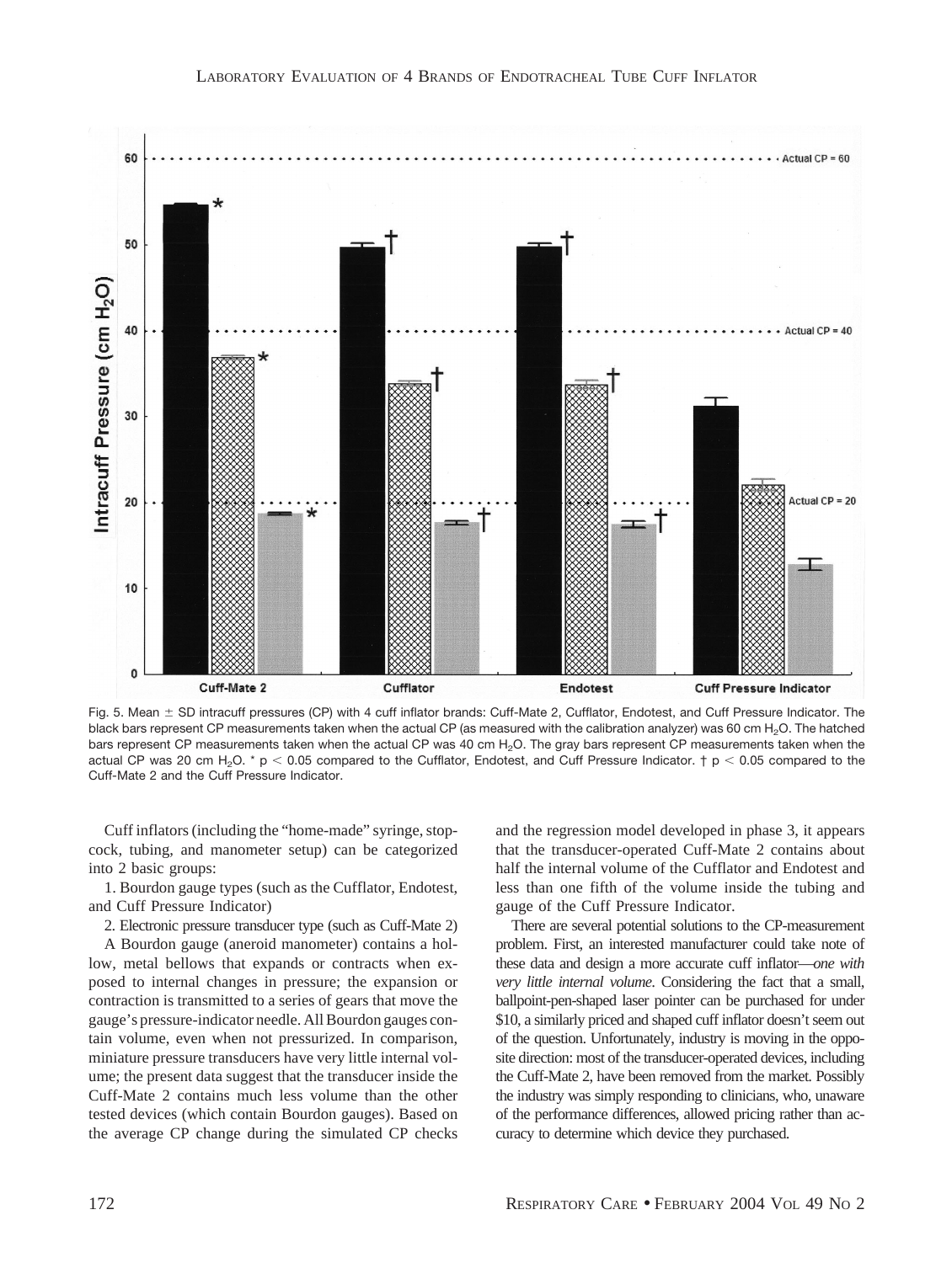Fig. 5. Mean ± SD intracuff pressures (CP) with 4 cuff inflator brands: Cuff-Mate 2, Cufflator, Endotest, and Cuff Pressure Indicator. The black bars represent CP measurements taken when the actual CP (as measured with the calibration analyzer) was 60 cm $H_2O$. The hatched bars represent CP measurements taken when the actual CP was 40 cm $H_2O$. The gray bars represent CP measurements taken when the actual CP was 20 cm $H_2O$. * $p < 0.05$ compared to the Cufflator, Endotest, and Cuff Pressure Indicator. † $p < 0.05$ compared to the Cuff-Mate 2 and the Cuff Pressure Indicator.

Cuff inflators (including the "home-made" syringe, stopcock, tubing, and manometer setup) can be categorized into 2 basic groups:

1. Bourdon gauge types (such as the Cufflator, Endotest, and Cuff Pressure Indicator)

2. Electronic pressure transducer type (such as Cuff-Mate 2)

A Bourdon gauge (aneroid manometer) contains a hollow, metal bellows that expands or contracts when exposed to internal changes in pressure; the expansion or contraction is transmitted to a series of gears that move the gauge's pressure-indicator needle. All Bourdon gauges contain volume, even when not pressurized. In comparison, miniature pressure transducers have very little internal volume; the present data suggest that the transducer inside the Cuff-Mate 2 contains much less volume than the other tested devices (which contain Bourdon gauges). Based on the average CP change during the simulated CP checks and the regression model developed in phase 3, it appears that the transducer-operated Cuff-Mate 2 contains about half the internal volume of the Cufflator and Endotest and less than one fifth of the volume inside the tubing and gauge of the Cuff Pressure Indicator.

There are several potential solutions to the CP-measurement problem. First, an interested manufacturer could take note of these data and design a more accurate cuff inflator—*one with very little internal volume.* Considering the fact that a small, ballpoint-pen-shaped laser pointer can be purchased for under \$10, a similarly priced and shaped cuff inflator doesn't seem out of the question. Unfortunately, industry is moving in the opposite direction: most of the transducer-operated devices, including the Cuff-Mate 2, have been removed from the market. Possibly the industry was simply responding to clinicians, who, unaware of the performance differences, allowed pricing rather than accuracy to determine which device they purchased.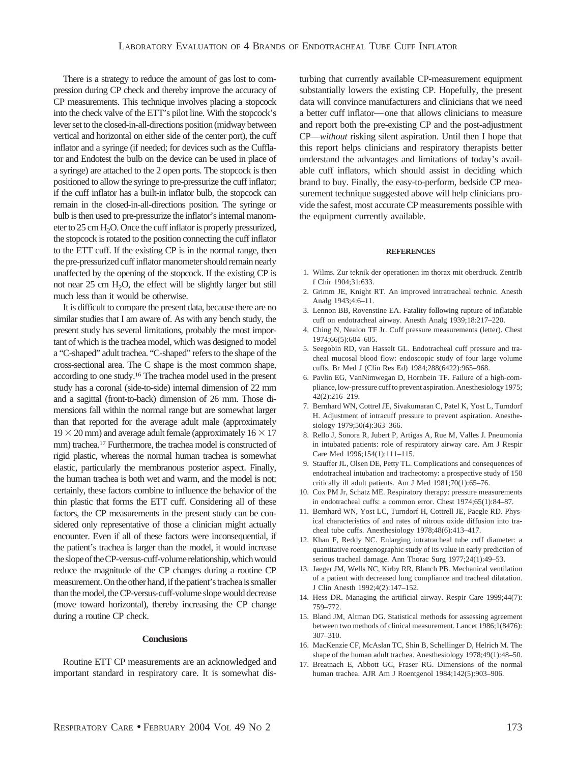There is a strategy to reduce the amount of gas lost to compression during CP check and thereby improve the accuracy of CP measurements. This technique involves placing a stopcock into the check valve of the ETT's pilot line. With the stopcock's lever set to the closed-in-all-directions position (midway between vertical and horizontal on either side of the center port), the cuff inflator and a syringe (if needed; for devices such as the Cufflator and Endotest the bulb on the device can be used in place of a syringe) are attached to the 2 open ports. The stopcock is then positioned to allow the syringe to pre-pressurize the cuff inflator; if the cuff inflator has a built-in inflator bulb, the stopcock can remain in the closed-in-all-directions position. The syringe or bulb is then used to pre-pressurize the inflator's internal manometer to 25 cm $H_2O$. Once the cuff inflator is properly pressurized, the stopcock is rotated to the position connecting the cuff inflator to the ETT cuff. If the existing CP is in the normal range, then the pre-pressurized cuff inflator manometer should remain nearly unaffected by the opening of the stopcock. If the existing CP is not near 25 cm $H_2O$, the effect will be slightly larger but still much less than it would be otherwise.

It is difficult to compare the present data, because there are no similar studies that I am aware of. As with any bench study, the present study has several limitations, probably the most important of which is the trachea model, which was designed to model a "C-shaped" adult trachea. "C-shaped" refers to the shape of the cross-sectional area. The C shape is the most common shape, according to one study.[16] The trachea model used in the present study has a coronal (side-to-side) internal dimension of 22 mm and a sagittal (front-to-back) dimension of 26 mm. Those dimensions fall within the normal range but are somewhat larger than that reported for the average adult male (approximately $19 \times 20$ mm) and average adult female (approximately $16 \times 17$ mm) trachea.[17] Furthermore, the trachea model is constructed of rigid plastic, whereas the normal human trachea is somewhat elastic, particularly the membranous posterior aspect. Finally, the human trachea is both wet and warm, and the model is not; certainly, these factors combine to influence the behavior of the thin plastic that forms the ETT cuff. Considering all of these factors, the CP measurements in the present study can be considered only representative of those a clinician might actually encounter. Even if all of these factors were inconsequential, if the patient's trachea is larger than the model, it would increase the slope of the CP-versus-cuff-volume relationship, which would reduce the magnitude of the CP changes during a routine CP measurement. On the other hand, if the patient's trachea is smaller than the model, the CP-versus-cuff-volume slope would decrease (move toward horizontal), thereby increasing the CP change during a routine CP check.

## Conclusions

Routine ETT CP measurements are an acknowledged and important standard in respiratory care. It is somewhat disturbing that currently available CP-measurement equipment substantially lowers the existing CP. Hopefully, the present data will convince manufacturers and clinicians that we need a better cuff inflator—one that allows clinicians to measure and report both the pre-existing CP and the post-adjustment CP—*without* risking silent aspiration. Until then I hope that this report helps clinicians and respiratory therapists better understand the advantages and limitations of today's available cuff inflators, which should assist in deciding which brand to buy. Finally, the easy-to-perform, bedside CP measurement technique suggested above will help clinicians provide the safest, most accurate CP measurements possible with the equipment currently available.

## REFERENCES

1. Wilms. Zur teknik der operationen im thorax mit oberdruck. Zentrlb f Chir 1904;31:633.
2. Grimm JE, Knight RT. An improved intratracheal technic. Anesth Analg 1943;4:6–11.
3. Lennon BB, Rovenstine EA. Fatality following rupture of inflatable cuff on endotracheal airway. Anesth Analg 1939;18:217–220.
4. Ching N, Nealon TF Jr. Cuff pressure measurements (letter). Chest 1974;66(5):604–605.
5. Seegobin RD, van Hasselt GL. Endotracheal cuff pressure and tracheal mucosal blood flow: endoscopic study of four large volume cuffs. Br Med J (Clin Res Ed) 1984;288(6422):965–968.
6. Pavlin EG, VanNimwegan D, Hornbein TF. Failure of a high-compliance, low-pressure cuff to prevent aspiration. Anesthesiology 1975; 42(2):216–219.
7. Bernhard WN, Cottrel JE, Sivakumaran C, Patel K, Yost L, Turndorf H. Adjustment of intracuff pressure to prevent aspiration. Anesthesiology 1979;50(4):363–366.
8. Rello J, Sonora R, Jubert P, Artigas A, Rue M, Valles J. Pneumonia in intubated patients: role of respiratory airway care. Am J Respir Care Med 1996;154(1):111–115.
9. Stauffer JL, Olsen DE, Petty TL. Complications and consequences of endotracheal intubation and tracheotomy: a prospective study of 150 critically ill adult patients. Am J Med 1981;70(1):65–76.
10. Cox PM Jr, Schatz ME. Respiratory therapy: pressure measurements in endotracheal cuffs: a common error. Chest 1974;65(1):84–87.
11. Bernhard WN, Yost LC, Turndorf H, Cottrell JE, Paegle RD. Physical characteristics of and rates of nitrous oxide diffusion into tracheal tube cuffs. Anesthesiology 1978;48(6):413–417.
12. Khan F, Reddy NC. Enlarging intratracheal tube cuff diameter: a quantitative roentgenographic study of its value in early prediction of serious tracheal damage. Ann Thorac Surg 1977;24(1):49–53.
13. Jaeger JM, Wells NC, Kirby RR, Blanch PB. Mechanical ventilation of a patient with decreased lung compliance and tracheal dilatation. J Clin Anesth 1992;4(2):147–152.
14. Hess DR. Managing the artificial airway. Respir Care 1999;44(7): 759–772.
15. Bland JM, Altman DG. Statistical methods for assessing agreement between two methods of clinical measurement. Lancet 1986;1(8476): 307–310.
16. MacKenzie CF, McAslan TC, Shin B, Schellinger D, Helrich M. The shape of the human adult trachea. Anesthesiology 1978;49(1):48–50.
17. Breatnach E, Abbott GC, Fraser RG. Dimensions of the normal human trachea. AJR Am J Roentgenol 1984;142(5):903–906.